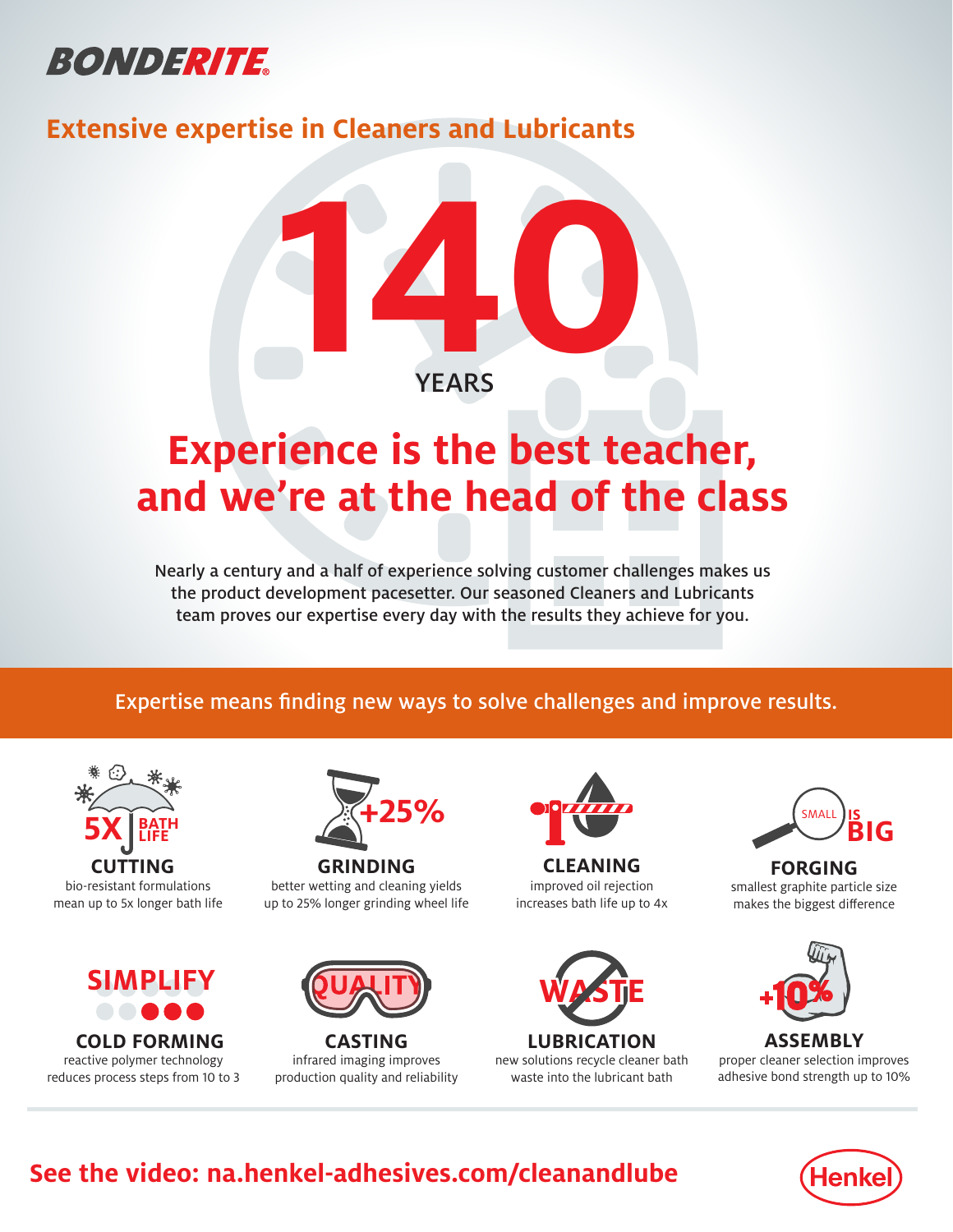BONDERITE®

## Extensive expertise in Cleaners and Lubricants

# 140

YEARS

# Experience is the best teacher, and we're at the head of the class

Nearly a century and a half of experience solving customer challenges makes us the product development pacesetter. Our seasoned Cleaners and Lubricants team proves our expertise every day with the results they achieve for you.

Expertise means finding new ways to solve challenges and improve results.

5X BATH LIFE

**CUTTING**
bio-resistant formulations mean up to 5x longer bath life

+25%

**GRINDING**
better wetting and cleaning yields up to 25% longer grinding wheel life

**CLEANING**
improved oil rejection increases bath life up to 4x

SMALL IS BIG

**FORGING**
smallest graphite particle size makes the biggest difference

SIMPLIFY

**COLD FORMING**
reactive polymer technology reduces process steps from 10 to 3

QUALITY

**CASTING**
infrared imaging improves production quality and reliability

WASTE

**LUBRICATION**
new solutions recycle cleaner bath waste into the lubricant bath

+10%

**ASSEMBLY**
proper cleaner selection improves adhesive bond strength up to 10%

**See the video: na.henkel-adhesives.com/cleanandlube**

Henkel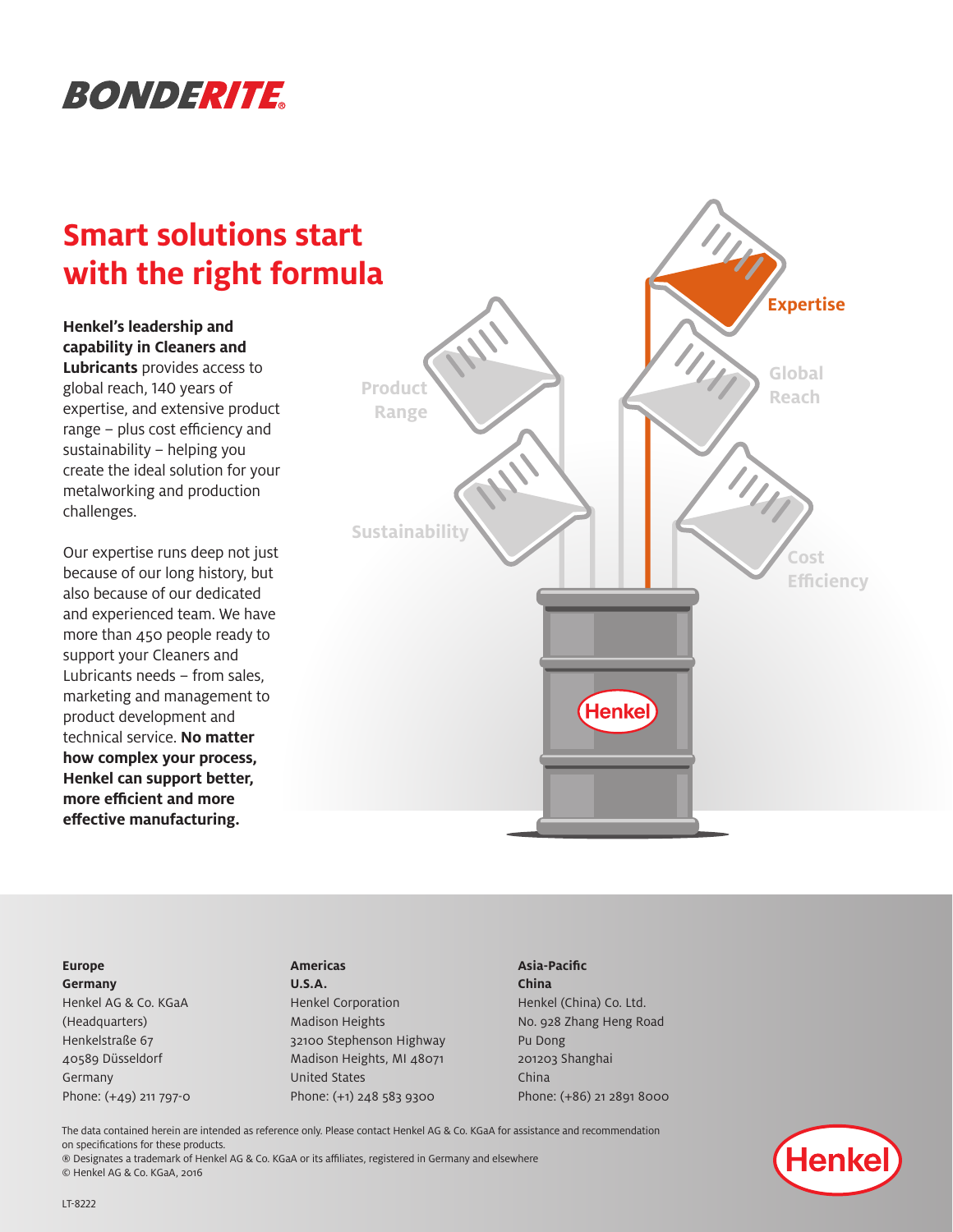BONDERITE®

# Smart solutions start with the right formula

**Henkel's leadership and capability in Cleaners and Lubricants** provides access to global reach, 140 years of expertise, and extensive product range – plus cost efficiency and sustainability – helping you create the ideal solution for your metalworking and production challenges.

Our expertise runs deep not just because of our long history, but also because of our dedicated and experienced team. We have more than 450 people ready to support your Cleaners and Lubricants needs – from sales, marketing and management to product development and technical service. **No matter how complex your process, Henkel can support better, more efficient and more effective manufacturing.**

Expertise

Global Reach

Product Range

Sustainability

Cost Efficiency

Henkel

**Europe**
**Germany**
Henkel AG & Co. KGaA
(Headquarters)
Henkelstraße 67
40589 Düsseldorf
Germany
Phone: (+49) 211 797-0

**Americas**
**U.S.A.**
Henkel Corporation
Madison Heights
32100 Stephenson Highway
Madison Heights, MI 48071
United States
Phone: (+1) 248 583 9300

**Asia-Pacific**
**China**
Henkel (China) Co. Ltd.
No. 928 Zhang Heng Road
Pu Dong
201203 Shanghai
China
Phone: (+86) 21 2891 8000

The data contained herein are intended as reference only. Please contact Henkel AG & Co. KGaA for assistance and recommendation on specifications for these products.
® Designates a trademark of Henkel AG & Co. KGaA or its affiliates, registered in Germany and elsewhere
© Henkel AG & Co. KGaA, 2016

Henkel

LT-8222